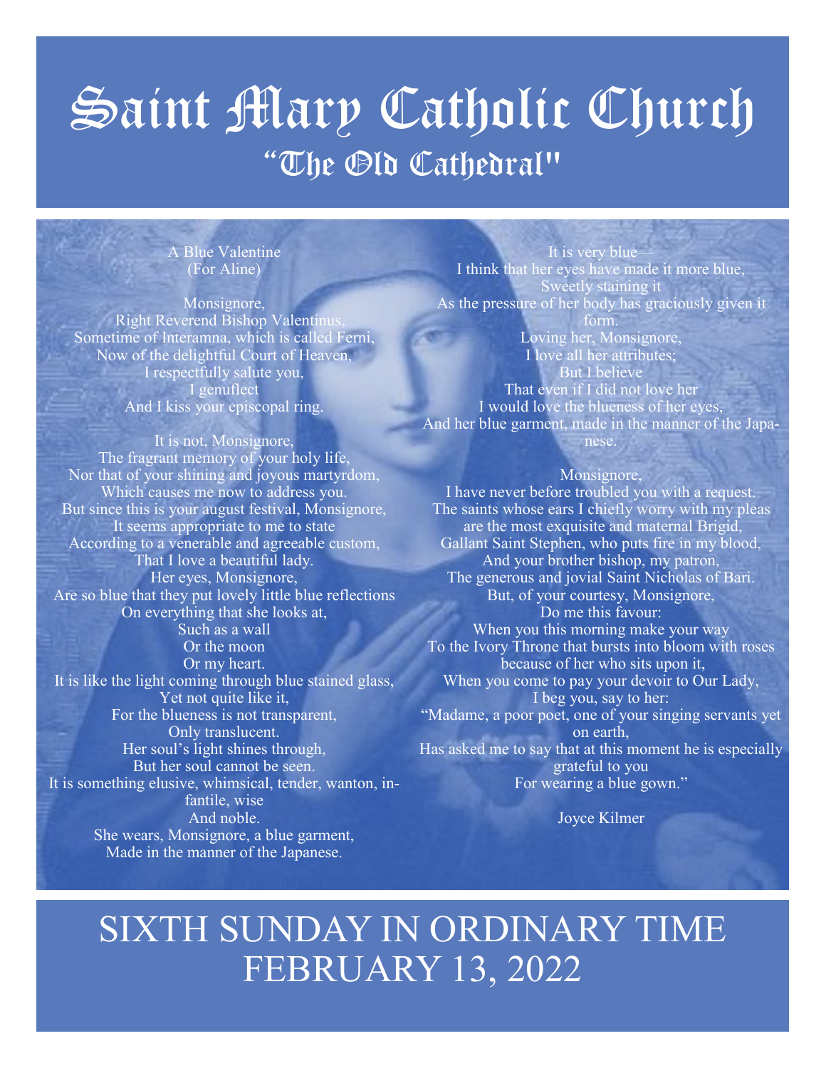# Saint Mary Catholic Church

## "The Old Cathedral"

A Blue Valentine
(For Aline)

Monsignore,
Right Reverend Bishop Valentinus,
Sometime of Interamna, which is called Ferni,
Now of the delightful Court of Heaven,
I respectfully salute you,
I genuflect
And I kiss your episcopal ring.

It is not, Monsignore,
The fragrant memory of your holy life,
Nor that of your shining and joyous martyrdom,
Which causes me now to address you.
But since this is your august festival, Monsignore,
It seems appropriate to me to state
According to a venerable and agreeable custom,
That I love a beautiful lady.
Her eyes, Monsignore,
Are so blue that they put lovely little blue reflections
On everything that she looks at,
Such as a wall
Or the moon
Or my heart.
It is like the light coming through blue stained glass,
Yet not quite like it,
For the blueness is not transparent,
Only translucent.
Her soul's light shines through,
But her soul cannot be seen.
It is something elusive, whimsical, tender, wanton, infantile, wise
And noble.
She wears, Monsignore, a blue garment,
Made in the manner of the Japanese.

It is very blue—
I think that her eyes have made it more blue,
Sweetly staining it
As the pressure of her body has graciously given it form.
Loving her, Monsignore,
I love all her attributes;
But I believe
That even if I did not love her
I would love the blueness of her eyes,
And her blue garment, made in the manner of the Japanese.

Monsignore,
I have never before troubled you with a request.
The saints whose ears I chiefly worry with my pleas
are the most exquisite and maternal Brigid,
Gallant Saint Stephen, who puts fire in my blood,
And your brother bishop, my patron,
The generous and jovial Saint Nicholas of Bari.
But, of your courtesy, Monsignore,
Do me this favour:
When you this morning make your way
To the Ivory Throne that bursts into bloom with roses
because of her who sits upon it,
When you come to pay your devoir to Our Lady,
I beg you, say to her:
"Madame, a poor poet, one of your singing servants yet on earth,
Has asked me to say that at this moment he is especially grateful to you
For wearing a blue gown."

Joyce Kilmer

# SIXTH SUNDAY IN ORDINARY TIME
# FEBRUARY 13, 2022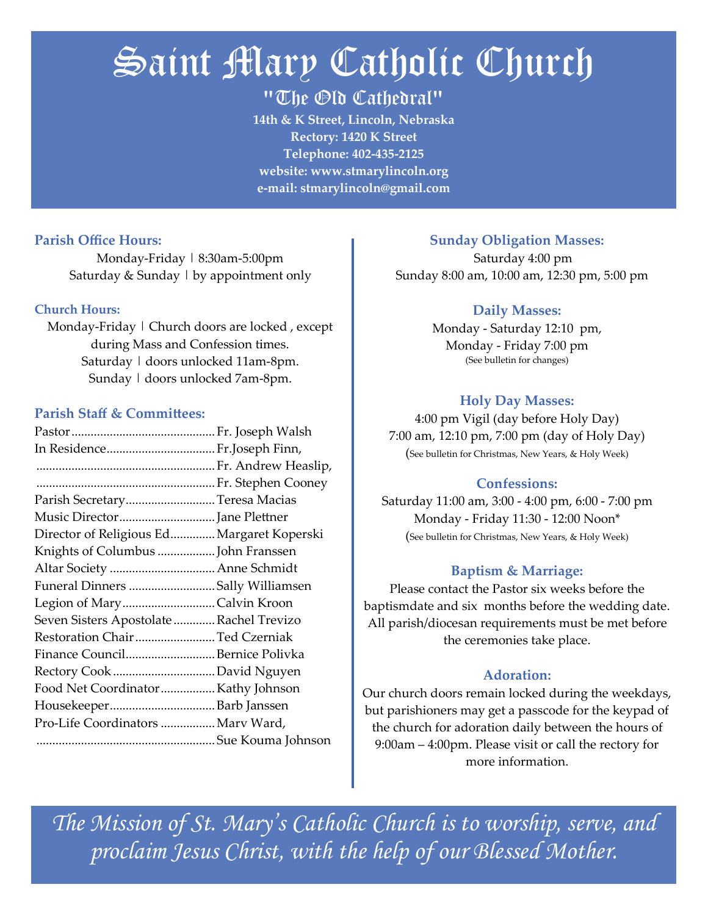# Saint Mary Catholic Church

## "The Old Cathedral"

**14th & K Street, Lincoln, Nebraska**
**Rectory: 1420 K Street**
**Telephone: 402-435-2125**
**website: www.stmarylincoln.org**
**e-mail: stmarylincoln@gmail.com**

### Parish Office Hours:

Monday-Friday | 8:30am-5:00pm
Saturday & Sunday | by appointment only

### Church Hours:

Monday-Friday | Church doors are locked , except during Mass and Confession times.
Saturday | doors unlocked 11am-8pm.
Sunday | doors unlocked 7am-8pm.

### Parish Staff & Committees:

| | |
|---|---|
| Pastor | Fr. Joseph Walsh |
| In Residence | Fr.Joseph Finn, |
| | Fr. Andrew Heaslip, |
| | Fr. Stephen Cooney |
| Parish Secretary | Teresa Macias |
| Music Director | Jane Plettner |
| Director of Religious Ed | Margaret Koperski |
| Knights of Columbus | John Franssen |
| Altar Society | Anne Schmidt |
| Funeral Dinners | Sally Williamsen |
| Legion of Mary | Calvin Kroon |
| Seven Sisters Apostolate | Rachel Trevizo |
| Restoration Chair | Ted Czerniak |
| Finance Council | Bernice Polivka |
| Rectory Cook | David Nguyen |
| Food Net Coordinator | Kathy Johnson |
| Housekeeper | Barb Janssen |
| Pro-Life Coordinators | Marv Ward, |
| | Sue Kouma Johnson |

### Sunday Obligation Masses:

Saturday 4:00 pm
Sunday 8:00 am, 10:00 am, 12:30 pm, 5:00 pm

### Daily Masses:

Monday - Saturday 12:10 pm,
Monday - Friday 7:00 pm
(See bulletin for changes)

### Holy Day Masses:

4:00 pm Vigil (day before Holy Day)
7:00 am, 12:10 pm, 7:00 pm (day of Holy Day)
(See bulletin for Christmas, New Years, & Holy Week)

### Confessions:

Saturday 11:00 am, 3:00 - 4:00 pm, 6:00 - 7:00 pm
Monday - Friday 11:30 - 12:00 Noon*
(See bulletin for Christmas, New Years, & Holy Week)

### Baptism & Marriage:

Please contact the Pastor six weeks before the baptismdate and six months before the wedding date. All parish/diocesan requirements must be met before the ceremonies take place.

### Adoration:

Our church doors remain locked during the weekdays, but parishioners may get a passcode for the keypad of the church for adoration daily between the hours of 9:00am – 4:00pm. Please visit or call the rectory for more information.

*The Mission of St. Mary's Catholic Church is to worship, serve, and proclaim Jesus Christ, with the help of our Blessed Mother.*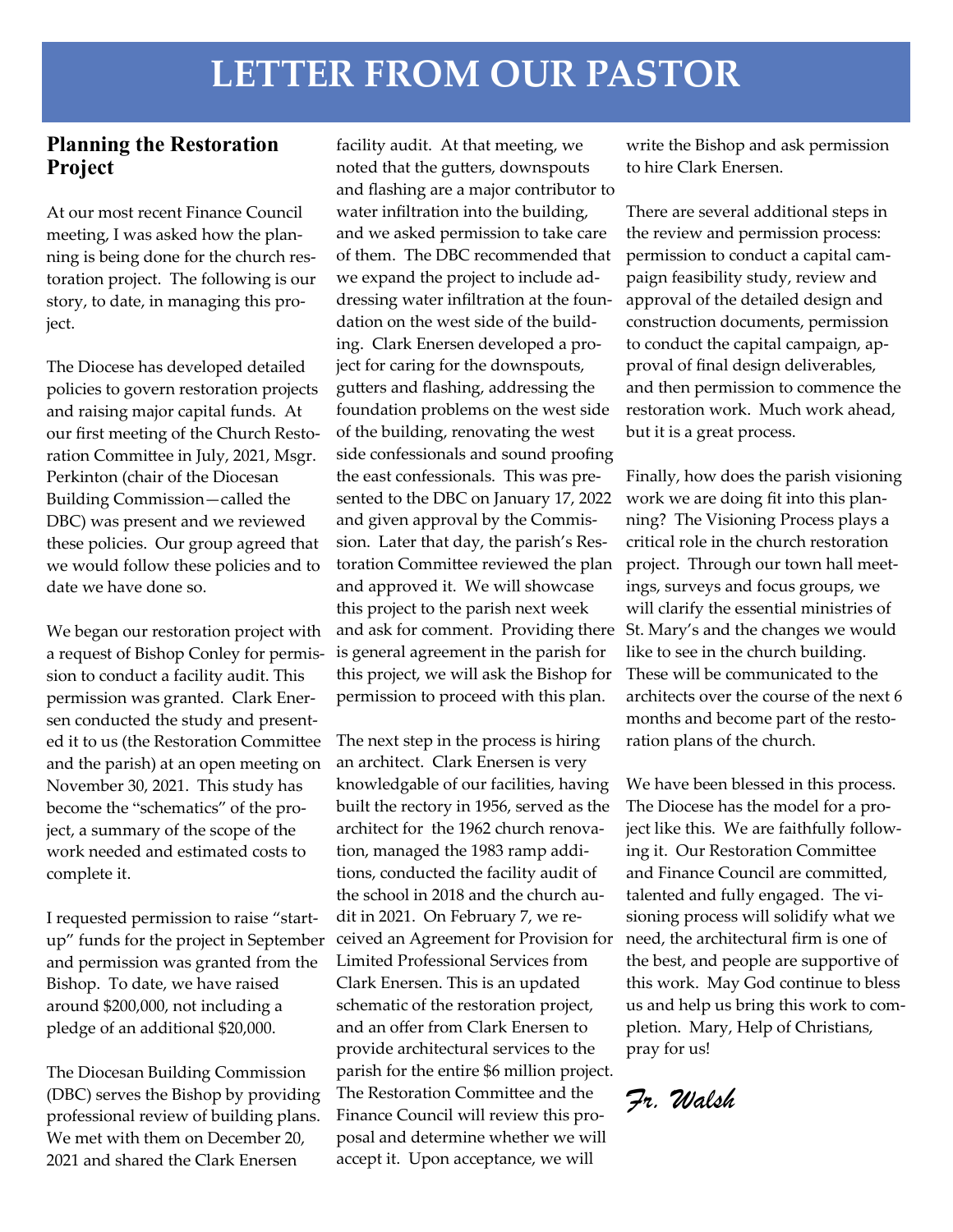# LETTER FROM OUR PASTOR

## Planning the Restoration Project

At our most recent Finance Council meeting, I was asked how the planning is being done for the church restoration project. The following is our story, to date, in managing this project.

The Diocese has developed detailed policies to govern restoration projects and raising major capital funds. At our first meeting of the Church Restoration Committee in July, 2021, Msgr. Perkinton (chair of the Diocesan Building Commission—called the DBC) was present and we reviewed these policies. Our group agreed that we would follow these policies and to date we have done so.

We began our restoration project with a request of Bishop Conley for permission to conduct a facility audit. This permission was granted. Clark Enersen conducted the study and presented it to us (the Restoration Committee and the parish) at an open meeting on November 30, 2021. This study has become the "schematics" of the project, a summary of the scope of the work needed and estimated costs to complete it.

I requested permission to raise "start-up" funds for the project in September and permission was granted from the Bishop. To date, we have raised around $200,000, not including a pledge of an additional $20,000.

The Diocesan Building Commission (DBC) serves the Bishop by providing professional review of building plans. We met with them on December 20, 2021 and shared the Clark Enersen facility audit. At that meeting, we noted that the gutters, downspouts and flashing are a major contributor to water infiltration into the building, and we asked permission to take care of them. The DBC recommended that we expand the project to include addressing water infiltration at the foundation on the west side of the building. Clark Enersen developed a project for caring for the downspouts, gutters and flashing, addressing the foundation problems on the west side of the building, renovating the west side confessionals and sound proofing the east confessionals. This was presented to the DBC on January 17, 2022 and given approval by the Commission. Later that day, the parish's Restoration Committee reviewed the plan and approved it. We will showcase this project to the parish next week and ask for comment. Providing there is general agreement in the parish for this project, we will ask the Bishop for permission to proceed with this plan.

The next step in the process is hiring an architect. Clark Enersen is very knowledgable of our facilities, having built the rectory in 1956, served as the architect for the 1962 church renovation, managed the 1983 ramp additions, conducted the facility audit of the school in 2018 and the church audit in 2021. On February 7, we received an Agreement for Provision for Limited Professional Services from Clark Enersen. This is an updated schematic of the restoration project, and an offer from Clark Enersen to provide architectural services to the parish for the entire $6 million project. The Restoration Committee and the Finance Council will review this proposal and determine whether we will accept it. Upon acceptance, we will write the Bishop and ask permission to hire Clark Enersen.

There are several additional steps in the review and permission process: permission to conduct a capital campaign feasibility study, review and approval of the detailed design and construction documents, permission to conduct the capital campaign, approval of final design deliverables, and then permission to commence the restoration work. Much work ahead, but it is a great process.

Finally, how does the parish visioning work we are doing fit into this planning? The Visioning Process plays a critical role in the church restoration project. Through our town hall meetings, surveys and focus groups, we will clarify the essential ministries of St. Mary's and the changes we would like to see in the church building. These will be communicated to the architects over the course of the next 6 months and become part of the restoration plans of the church.

We have been blessed in this process. The Diocese has the model for a project like this. We are faithfully following it. Our Restoration Committee and Finance Council are committed, talented and fully engaged. The visioning process will solidify what we need, the architectural firm is one of the best, and people are supportive of this work. May God continue to bless us and help us bring this work to completion. Mary, Help of Christians, pray for us!

*Fr. Walsh*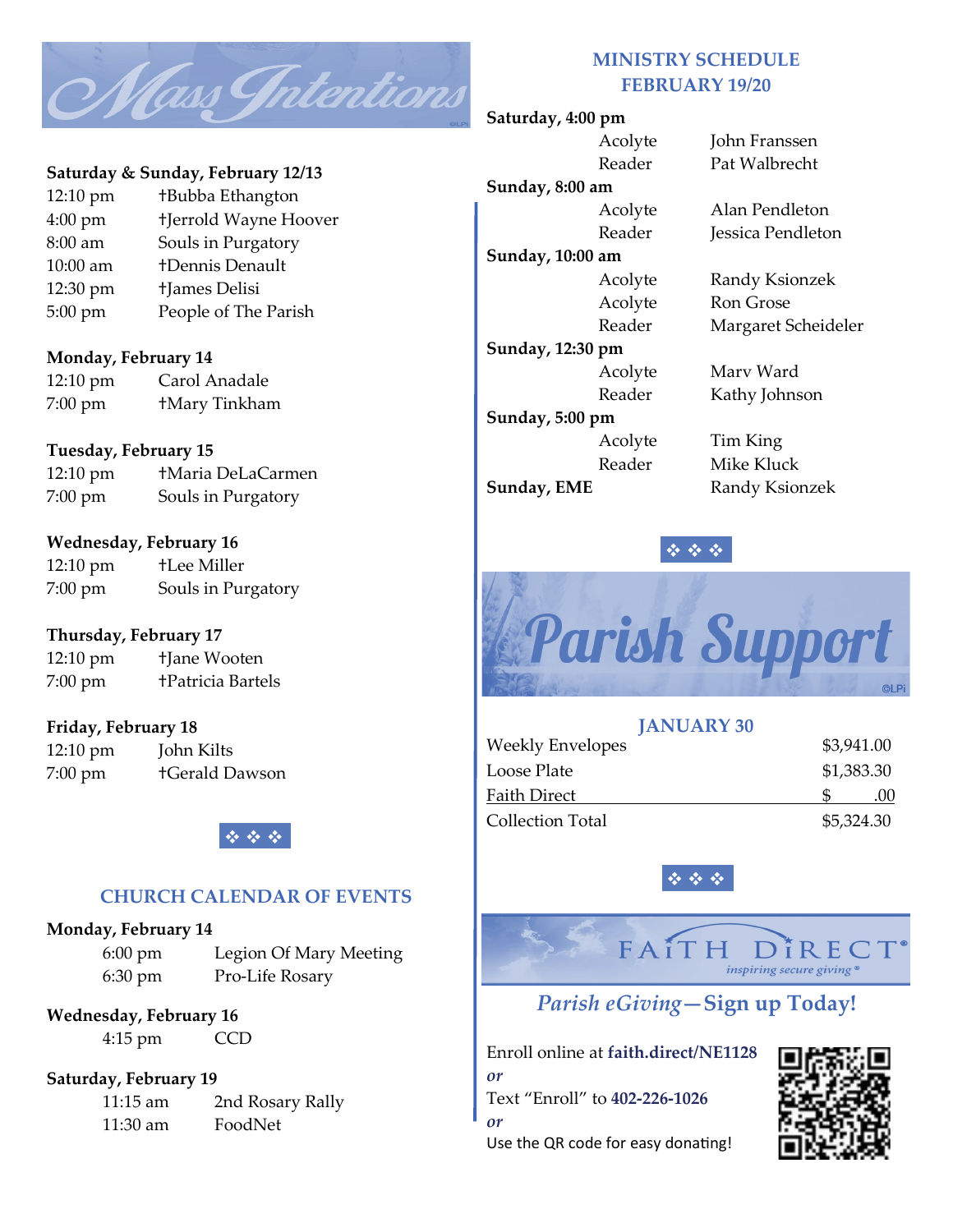# Mass Intentions

**Saturday & Sunday, February 12/13**

| | |
|---|---|
| 12:10 pm | †Bubba Ethangton |
| 4:00 pm | †Jerrold Wayne Hoover |
| 8:00 am | Souls in Purgatory |
| 10:00 am | †Dennis Denault |
| 12:30 pm | †James Delisi |
| 5:00 pm | People of The Parish |

**Monday, February 14**

| | |
|---|---|
| 12:10 pm | Carol Anadale |
| 7:00 pm | †Mary Tinkham |

**Tuesday, February 15**

| | |
|---|---|
| 12:10 pm | †Maria DeLaCarmen |
| 7:00 pm | Souls in Purgatory |

**Wednesday, February 16**

| | |
|---|---|
| 12:10 pm | †Lee Miller |
| 7:00 pm | Souls in Purgatory |

**Thursday, February 17**

| | |
|---|---|
| 12:10 pm | †Jane Wooten |
| 7:00 pm | †Patricia Bartels |

**Friday, February 18**

| | |
|---|---|
| 12:10 pm | John Kilts |
| 7:00 pm | †Gerald Dawson |

❖ ❖ ❖

## CHURCH CALENDAR OF EVENTS

**Monday, February 14**

| | |
|---|---|
| 6:00 pm | Legion Of Mary Meeting |
| 6:30 pm | Pro-Life Rosary |

**Wednesday, February 16**

| | |
|---|---|
| 4:15 pm | CCD |

**Saturday, February 19**

| | |
|---|---|
| 11:15 am | 2nd Rosary Rally |
| 11:30 am | FoodNet |

## MINISTRY SCHEDULE FEBRUARY 19/20

**Saturday, 4:00 pm**

| | |
|---|---|
| Acolyte | John Franssen |
| Reader | Pat Walbrecht |

**Sunday, 8:00 am**

| | |
|---|---|
| Acolyte | Alan Pendleton |
| Reader | Jessica Pendleton |

**Sunday, 10:00 am**

| | |
|---|---|
| Acolyte | Randy Ksionzek |
| Acolyte | Ron Grose |
| Reader | Margaret Scheideler |

**Sunday, 12:30 pm**

| | |
|---|---|
| Acolyte | Marv Ward |
| Reader | Kathy Johnson |

**Sunday, 5:00 pm**

| | |
|---|---|
| Acolyte | Tim King |
| Reader | Mike Kluck |

**Sunday, EME** Randy Ksionzek

❖ ❖ ❖

# Parish Support

## JANUARY 30

| | |
|---|---|
| Weekly Envelopes | $3,941.00 |
| Loose Plate | $1,383.30 |
| Faith Direct | $ .00 |
| Collection Total | $5,324.30 |

❖ ❖ ❖

FAITH DIRECT® *inspiring secure giving®*

## *Parish eGiving*—Sign up Today!

Enroll online at **faith.direct/NE1128**

***or***

Text "Enroll" to **402-226-1026**

***or***

Use the QR code for easy donating!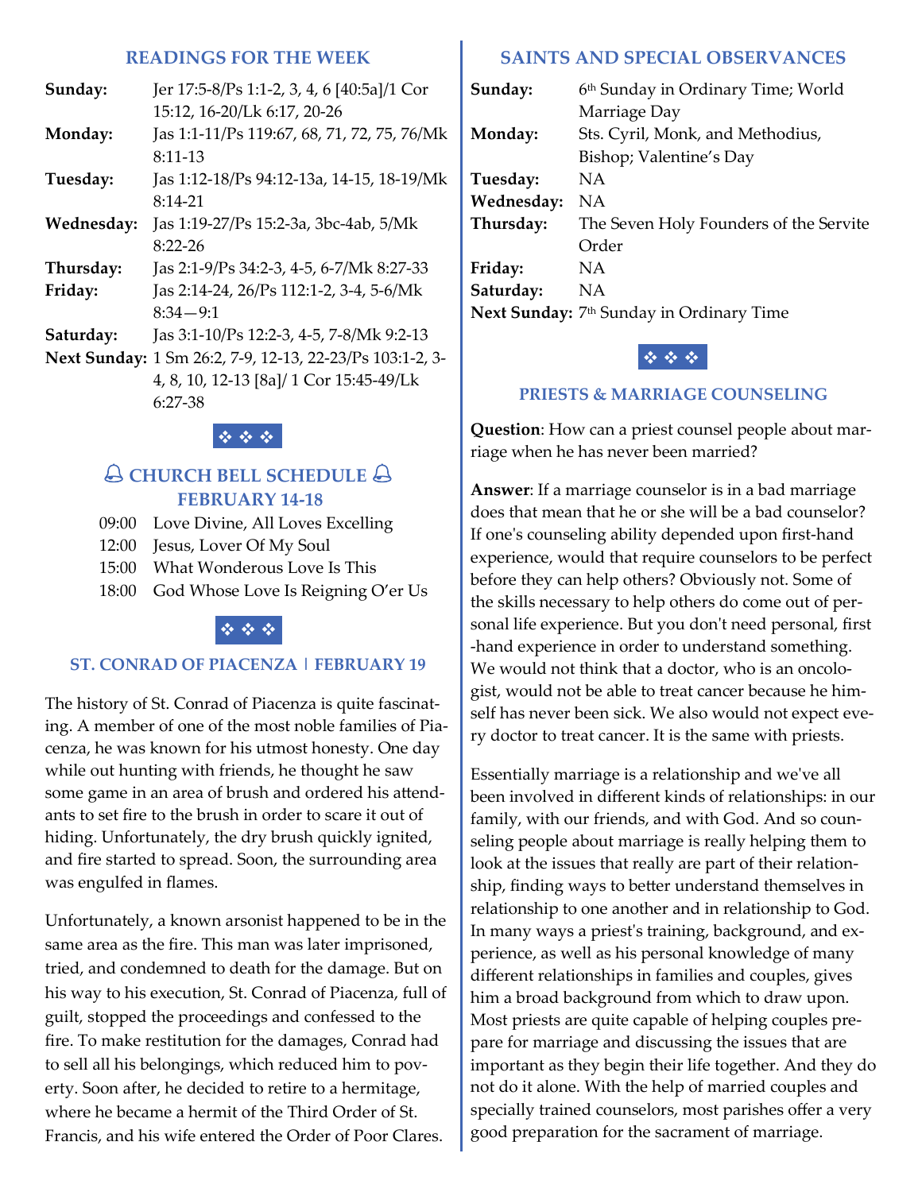## READINGS FOR THE WEEK

| | |
|---|---|
| **Sunday:** | Jer 17:5-8/Ps 1:1-2, 3, 4, 6 [40:5a]/1 Cor 15:12, 16-20/Lk 6:17, 20-26 |
| **Monday:** | Jas 1:1-11/Ps 119:67, 68, 71, 72, 75, 76/Mk 8:11-13 |
| **Tuesday:** | Jas 1:12-18/Ps 94:12-13a, 14-15, 18-19/Mk 8:14-21 |
| **Wednesday:** | Jas 1:19-27/Ps 15:2-3a, 3bc-4ab, 5/Mk 8:22-26 |
| **Thursday:** | Jas 2:1-9/Ps 34:2-3, 4-5, 6-7/Mk 8:27-33 |
| **Friday:** | Jas 2:14-24, 26/Ps 112:1-2, 3-4, 5-6/Mk 8:34—9:1 |
| **Saturday:** | Jas 3:1-10/Ps 12:2-3, 4-5, 7-8/Mk 9:2-13 |
| **Next Sunday:** | 1 Sm 26:2, 7-9, 12-13, 22-23/Ps 103:1-2, 3-4, 8, 10, 12-13 [8a]/ 1 Cor 15:45-49/Lk 6:27-38 |

❖ ❖ ❖

## CHURCH BELL SCHEDULE FEBRUARY 14-18

| | |
|---|---|
| 09:00 | Love Divine, All Loves Excelling |
| 12:00 | Jesus, Lover Of My Soul |
| 15:00 | What Wonderous Love Is This |
| 18:00 | God Whose Love Is Reigning O'er Us |

❖ ❖ ❖

## ST. CONRAD OF PIACENZA | FEBRUARY 19

The history of St. Conrad of Piacenza is quite fascinating. A member of one of the most noble families of Piacenza, he was known for his utmost honesty. One day while out hunting with friends, he thought he saw some game in an area of brush and ordered his attendants to set fire to the brush in order to scare it out of hiding. Unfortunately, the dry brush quickly ignited, and fire started to spread. Soon, the surrounding area was engulfed in flames.

Unfortunately, a known arsonist happened to be in the same area as the fire. This man was later imprisoned, tried, and condemned to death for the damage. But on his way to his execution, St. Conrad of Piacenza, full of guilt, stopped the proceedings and confessed to the fire. To make restitution for the damages, Conrad had to sell all his belongings, which reduced him to poverty. Soon after, he decided to retire to a hermitage, where he became a hermit of the Third Order of St. Francis, and his wife entered the Order of Poor Clares.

## SAINTS AND SPECIAL OBSERVANCES

| | |
|---|---|
| **Sunday:** | 6th Sunday in Ordinary Time; World Marriage Day |
| **Monday:** | Sts. Cyril, Monk, and Methodius, Bishop; Valentine's Day |
| **Tuesday:** | NA |
| **Wednesday:** | NA |
| **Thursday:** | The Seven Holy Founders of the Servite Order |
| **Friday:** | NA |
| **Saturday:** | NA |
| **Next Sunday:** | 7th Sunday in Ordinary Time |

❖ ❖ ❖

## PRIESTS & MARRIAGE COUNSELING

**Question**: How can a priest counsel people about marriage when he has never been married?

**Answer**: If a marriage counselor is in a bad marriage does that mean that he or she will be a bad counselor? If one's counseling ability depended upon first-hand experience, would that require counselors to be perfect before they can help others? Obviously not. Some of the skills necessary to help others do come out of personal life experience. But you don't need personal, first-hand experience in order to understand something. We would not think that a doctor, who is an oncologist, would not be able to treat cancer because he himself has never been sick. We also would not expect every doctor to treat cancer. It is the same with priests.

Essentially marriage is a relationship and we've all been involved in different kinds of relationships: in our family, with our friends, and with God. And so counseling people about marriage is really helping them to look at the issues that really are part of their relationship, finding ways to better understand themselves in relationship to one another and in relationship to God. In many ways a priest's training, background, and experience, as well as his personal knowledge of many different relationships in families and couples, gives him a broad background from which to draw upon. Most priests are quite capable of helping couples prepare for marriage and discussing the issues that are important as they begin their life together. And they do not do it alone. With the help of married couples and specially trained counselors, most parishes offer a very good preparation for the sacrament of marriage.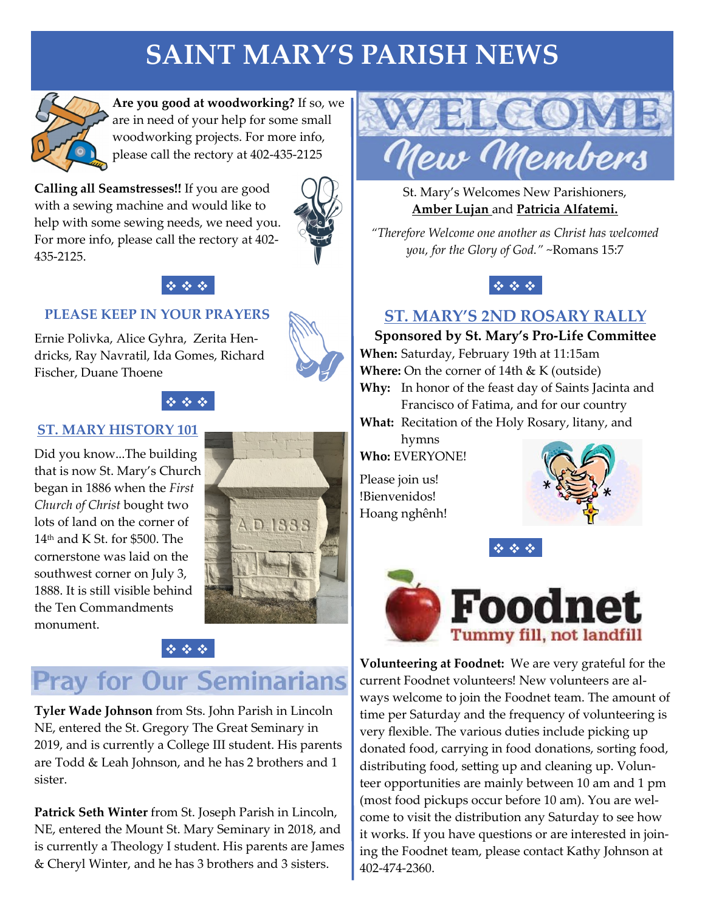# SAINT MARY'S PARISH NEWS

**Are you good at woodworking?** If so, we are in need of your help for some small woodworking projects. For more info, please call the rectory at 402-435-2125

**Calling all Seamstresses!!** If you are good with a sewing machine and would like to help with some sewing needs, we need you. For more info, please call the rectory at 402-435-2125.

❖ ❖ ❖

### PLEASE KEEP IN YOUR PRAYERS

Ernie Polivka, Alice Gyhra, Zerita Hendricks, Ray Navratil, Ida Gomes, Richard Fischer, Duane Thoene

❖ ❖ ❖

### ST. MARY HISTORY 101

Did you know...The building that is now St. Mary's Church began in 1886 when the *First Church of Christ* bought two lots of land on the corner of 14th and K St. for $500. The cornerstone was laid on the southwest corner on July 3, 1888. It is still visible behind the Ten Commandments monument.

❖ ❖ ❖

## Pray for Our Seminarians

**Tyler Wade Johnson** from Sts. John Parish in Lincoln NE, entered the St. Gregory The Great Seminary in 2019, and is currently a College III student. His parents are Todd & Leah Johnson, and he has 2 brothers and 1 sister.

**Patrick Seth Winter** from St. Joseph Parish in Lincoln, NE, entered the Mount St. Mary Seminary in 2018, and is currently a Theology I student. His parents are James & Cheryl Winter, and he has 3 brothers and 3 sisters.

## WELCOME New Members

St. Mary's Welcomes New Parishioners, **Amber Lujan** and **Patricia Alfatemi.**

*"Therefore Welcome one another as Christ has welcomed you, for the Glory of God."* ~Romans 15:7

❖ ❖ ❖

### ST. MARY'S 2ND ROSARY RALLY

**Sponsored by St. Mary's Pro-Life Committee**

**When:** Saturday, February 19th at 11:15am
**Where:** On the corner of 14th & K (outside)
**Why:** In honor of the feast day of Saints Jacinta and Francisco of Fatima, and for our country
**What:** Recitation of the Holy Rosary, litany, and hymns
**Who:** EVERYONE!

Please join us!
!Bienvenidos!
Hoang nghênh!

❖ ❖ ❖

## Foodnet
Tummy fill, not landfill

**Volunteering at Foodnet:** We are very grateful for the current Foodnet volunteers! New volunteers are always welcome to join the Foodnet team. The amount of time per Saturday and the frequency of volunteering is very flexible. The various duties include picking up donated food, carrying in food donations, sorting food, distributing food, setting up and cleaning up. Volunteer opportunities are mainly between 10 am and 1 pm (most food pickups occur before 10 am). You are welcome to visit the distribution any Saturday to see how it works. If you have questions or are interested in joining the Foodnet team, please contact Kathy Johnson at 402-474-2360.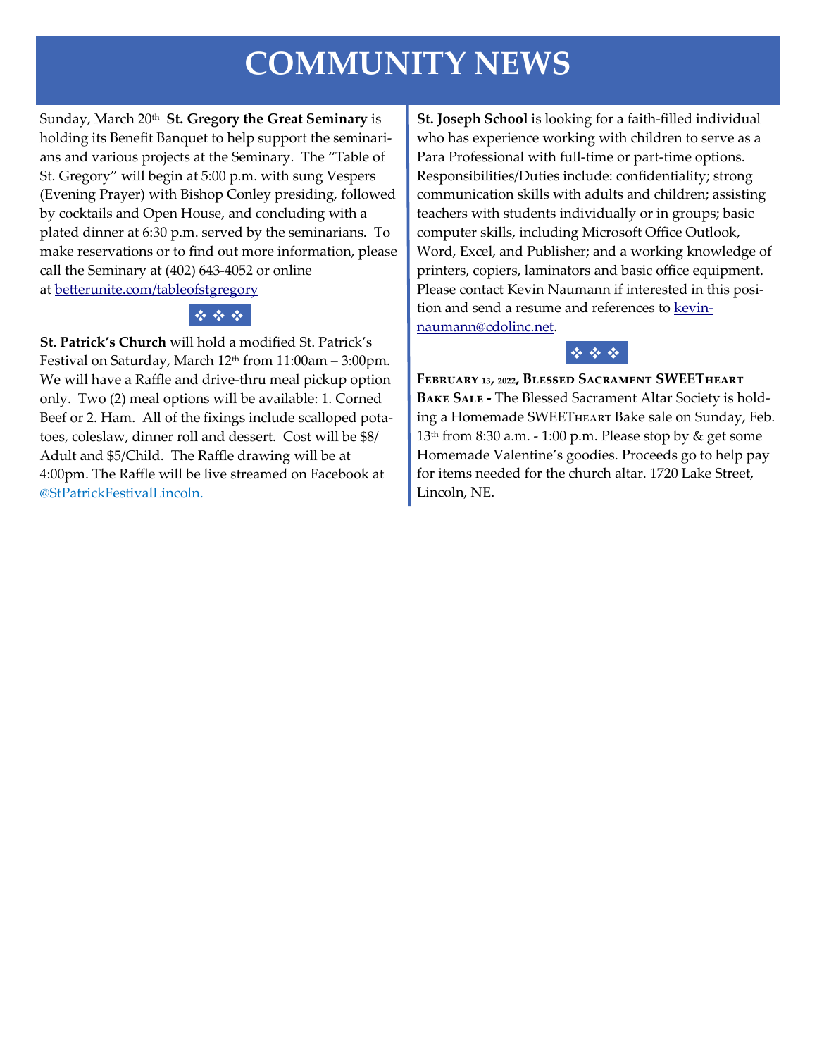# COMMUNITY NEWS

Sunday, March 20th **St. Gregory the Great Seminary** is holding its Benefit Banquet to help support the seminarians and various projects at the Seminary. The "Table of St. Gregory" will begin at 5:00 p.m. with sung Vespers (Evening Prayer) with Bishop Conley presiding, followed by cocktails and Open House, and concluding with a plated dinner at 6:30 p.m. served by the seminarians. To make reservations or to find out more information, please call the Seminary at (402) 643-4052 or online at betterunite.com/tableofstgregory

❖ ❖ ❖

**St. Patrick's Church** will hold a modified St. Patrick's Festival on Saturday, March 12th from 11:00am – 3:00pm. We will have a Raffle and drive-thru meal pickup option only. Two (2) meal options will be available: 1. Corned Beef or 2. Ham. All of the fixings include scalloped potatoes, coleslaw, dinner roll and dessert. Cost will be $8/ Adult and $5/Child. The Raffle drawing will be at 4:00pm. The Raffle will be live streamed on Facebook at @StPatrickFestivalLincoln.

**St. Joseph School** is looking for a faith-filled individual who has experience working with children to serve as a Para Professional with full-time or part-time options. Responsibilities/Duties include: confidentiality; strong communication skills with adults and children; assisting teachers with students individually or in groups; basic computer skills, including Microsoft Office Outlook, Word, Excel, and Publisher; and a working knowledge of printers, copiers, laminators and basic office equipment. Please contact Kevin Naumann if interested in this position and send a resume and references to kevin-naumann@cdolinc.net.

❖ ❖ ❖

**FEBRUARY 13, 2022, BLESSED SACRAMENT SWEETHEART BAKE SALE -** The Blessed Sacrament Altar Society is holding a Homemade SWEETHEART Bake sale on Sunday, Feb. 13th from 8:30 a.m. - 1:00 p.m. Please stop by & get some Homemade Valentine's goodies. Proceeds go to help pay for items needed for the church altar. 1720 Lake Street, Lincoln, NE.